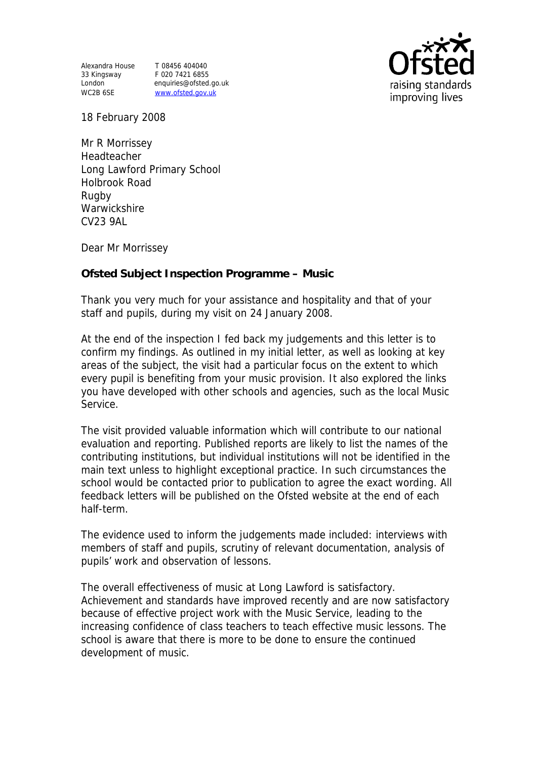Alexandra House
33 Kingsway
London
WC2B 6SE

T 08456 404040
F 020 7421 6855
enquiries@ofsted.gov.uk
www.ofsted.gov.uk

18 February 2008

Mr R Morrissey
Headteacher
Long Lawford Primary School
Holbrook Road
Rugby
Warwickshire
CV23 9AL

Dear Mr Morrissey

**Ofsted Subject Inspection Programme – Music**

Thank you very much for your assistance and hospitality and that of your staff and pupils, during my visit on 24 January 2008.

At the end of the inspection I fed back my judgements and this letter is to confirm my findings. As outlined in my initial letter, as well as looking at key areas of the subject, the visit had a particular focus on the extent to which every pupil is benefiting from your music provision. It also explored the links you have developed with other schools and agencies, such as the local Music Service.

The visit provided valuable information which will contribute to our national evaluation and reporting. Published reports are likely to list the names of the contributing institutions, but individual institutions will not be identified in the main text unless to highlight exceptional practice. In such circumstances the school would be contacted prior to publication to agree the exact wording. All feedback letters will be published on the Ofsted website at the end of each half-term.

The evidence used to inform the judgements made included: interviews with members of staff and pupils, scrutiny of relevant documentation, analysis of pupils' work and observation of lessons.

The overall effectiveness of music at Long Lawford is satisfactory. Achievement and standards have improved recently and are now satisfactory because of effective project work with the Music Service, leading to the increasing confidence of class teachers to teach effective music lessons. The school is aware that there is more to be done to ensure the continued development of music.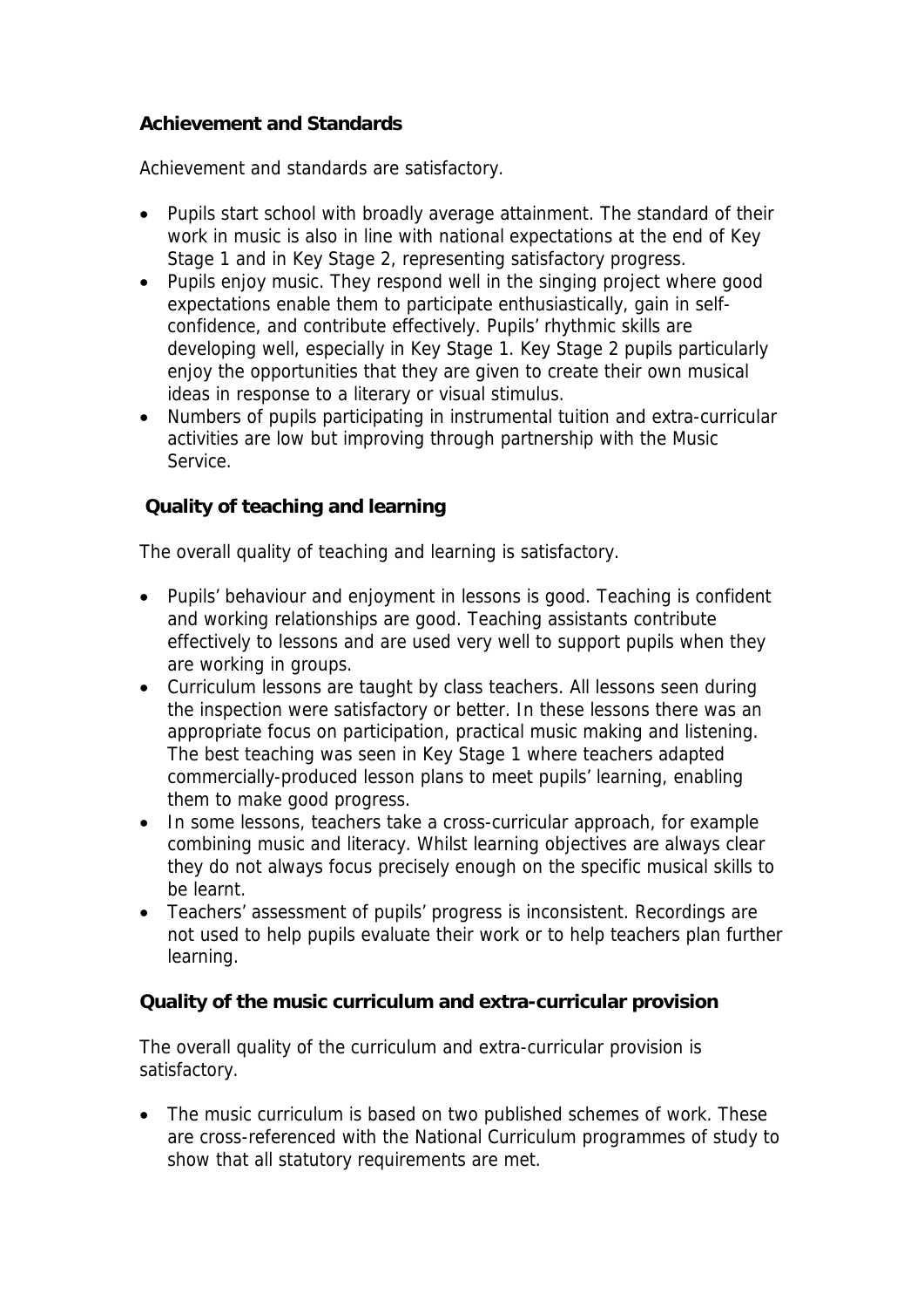**Achievement and Standards**

Achievement and standards are satisfactory.

- Pupils start school with broadly average attainment. The standard of their work in music is also in line with national expectations at the end of Key Stage 1 and in Key Stage 2, representing satisfactory progress.
- Pupils enjoy music. They respond well in the singing project where good expectations enable them to participate enthusiastically, gain in self-confidence, and contribute effectively. Pupils' rhythmic skills are developing well, especially in Key Stage 1. Key Stage 2 pupils particularly enjoy the opportunities that they are given to create their own musical ideas in response to a literary or visual stimulus.
- Numbers of pupils participating in instrumental tuition and extra-curricular activities are low but improving through partnership with the Music Service.

**Quality of teaching and learning**

The overall quality of teaching and learning is satisfactory.

- Pupils' behaviour and enjoyment in lessons is good. Teaching is confident and working relationships are good. Teaching assistants contribute effectively to lessons and are used very well to support pupils when they are working in groups.
- Curriculum lessons are taught by class teachers. All lessons seen during the inspection were satisfactory or better. In these lessons there was an appropriate focus on participation, practical music making and listening. The best teaching was seen in Key Stage 1 where teachers adapted commercially-produced lesson plans to meet pupils' learning, enabling them to make good progress.
- In some lessons, teachers take a cross-curricular approach, for example combining music and literacy. Whilst learning objectives are always clear they do not always focus precisely enough on the specific musical skills to be learnt.
- Teachers' assessment of pupils' progress is inconsistent. Recordings are not used to help pupils evaluate their work or to help teachers plan further learning.

**Quality of the music curriculum and extra-curricular provision**

The overall quality of the curriculum and extra-curricular provision is satisfactory.

- The music curriculum is based on two published schemes of work. These are cross-referenced with the National Curriculum programmes of study to show that all statutory requirements are met.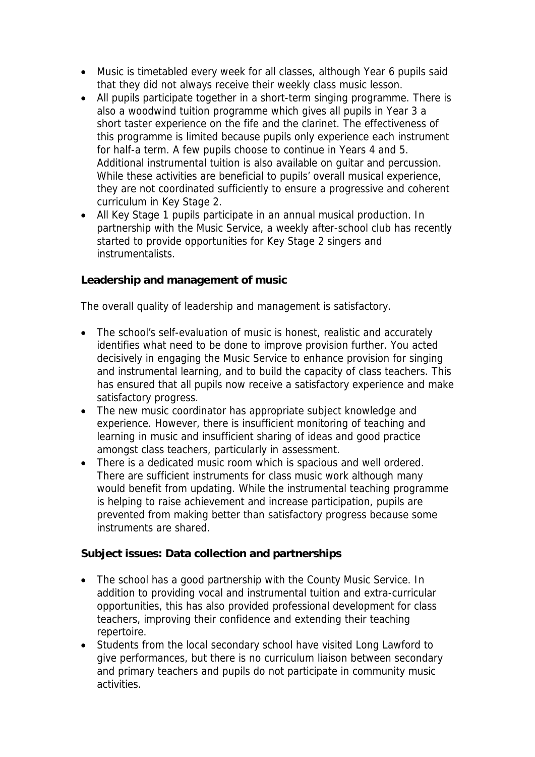- Music is timetabled every week for all classes, although Year 6 pupils said that they did not always receive their weekly class music lesson.
- All pupils participate together in a short-term singing programme. There is also a woodwind tuition programme which gives all pupils in Year 3 a short taster experience on the fife and the clarinet. The effectiveness of this programme is limited because pupils only experience each instrument for half-a term. A few pupils choose to continue in Years 4 and 5. Additional instrumental tuition is also available on guitar and percussion. While these activities are beneficial to pupils' overall musical experience, they are not coordinated sufficiently to ensure a progressive and coherent curriculum in Key Stage 2.
- All Key Stage 1 pupils participate in an annual musical production. In partnership with the Music Service, a weekly after-school club has recently started to provide opportunities for Key Stage 2 singers and instrumentalists.

**Leadership and management of music**

The overall quality of leadership and management is satisfactory.

- The school's self-evaluation of music is honest, realistic and accurately identifies what need to be done to improve provision further. You acted decisively in engaging the Music Service to enhance provision for singing and instrumental learning, and to build the capacity of class teachers. This has ensured that all pupils now receive a satisfactory experience and make satisfactory progress.
- The new music coordinator has appropriate subject knowledge and experience. However, there is insufficient monitoring of teaching and learning in music and insufficient sharing of ideas and good practice amongst class teachers, particularly in assessment.
- There is a dedicated music room which is spacious and well ordered. There are sufficient instruments for class music work although many would benefit from updating. While the instrumental teaching programme is helping to raise achievement and increase participation, pupils are prevented from making better than satisfactory progress because some instruments are shared.

**Subject issues: Data collection and partnerships**

- The school has a good partnership with the County Music Service. In addition to providing vocal and instrumental tuition and extra-curricular opportunities, this has also provided professional development for class teachers, improving their confidence and extending their teaching repertoire.
- Students from the local secondary school have visited Long Lawford to give performances, but there is no curriculum liaison between secondary and primary teachers and pupils do not participate in community music activities.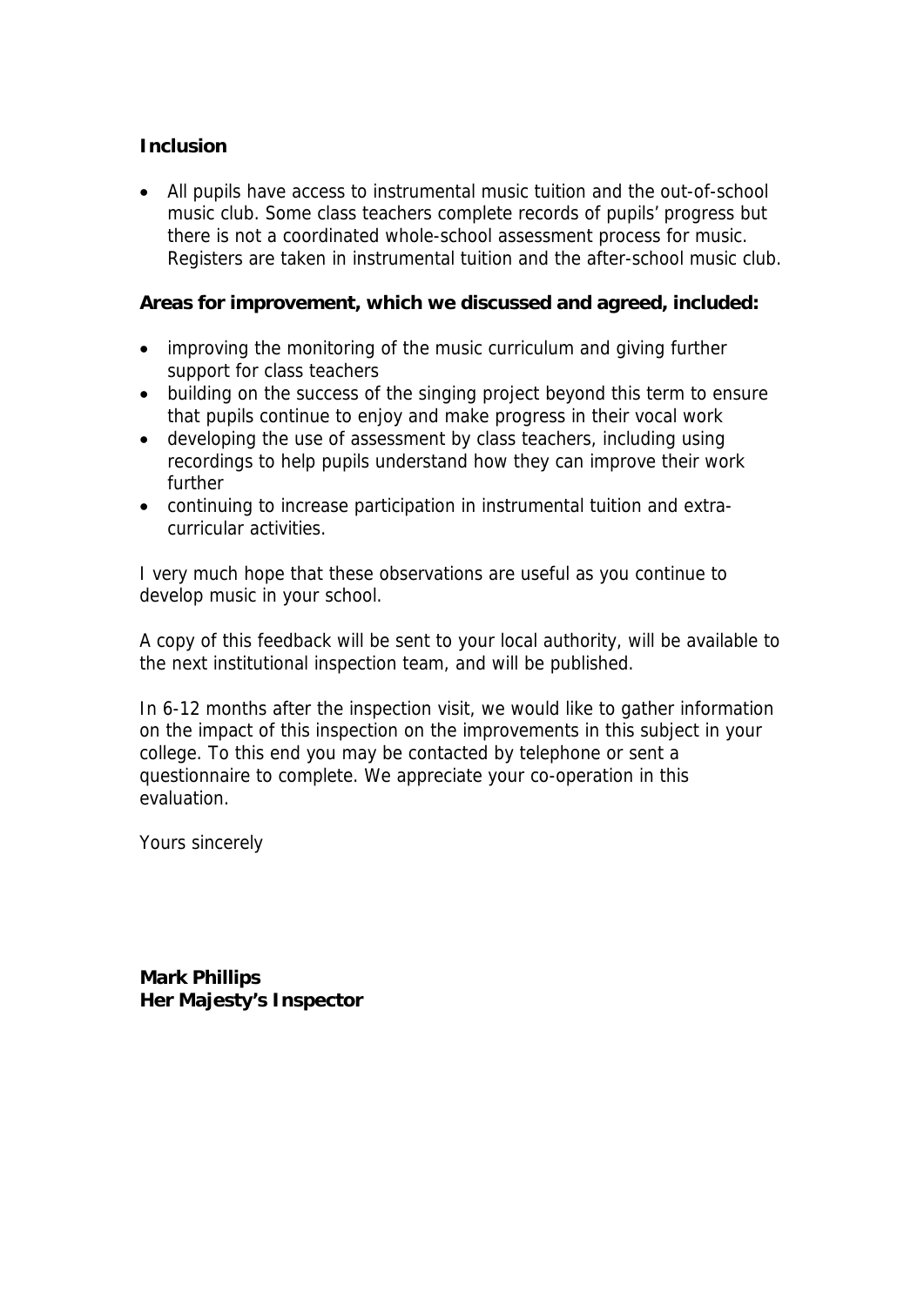**Inclusion**

- All pupils have access to instrumental music tuition and the out-of-school music club. Some class teachers complete records of pupils' progress but there is not a coordinated whole-school assessment process for music. Registers are taken in instrumental tuition and the after-school music club.

**Areas for improvement, which we discussed and agreed, included:**

- improving the monitoring of the music curriculum and giving further support for class teachers
- building on the success of the singing project beyond this term to ensure that pupils continue to enjoy and make progress in their vocal work
- developing the use of assessment by class teachers, including using recordings to help pupils understand how they can improve their work further
- continuing to increase participation in instrumental tuition and extra-curricular activities.

I very much hope that these observations are useful as you continue to develop music in your school.

A copy of this feedback will be sent to your local authority, will be available to the next institutional inspection team, and will be published.

In 6-12 months after the inspection visit, we would like to gather information on the impact of this inspection on the improvements in this subject in your college. To this end you may be contacted by telephone or sent a questionnaire to complete. We appreciate your co-operation in this evaluation.

Yours sincerely

**Mark Phillips**
**Her Majesty's Inspector**